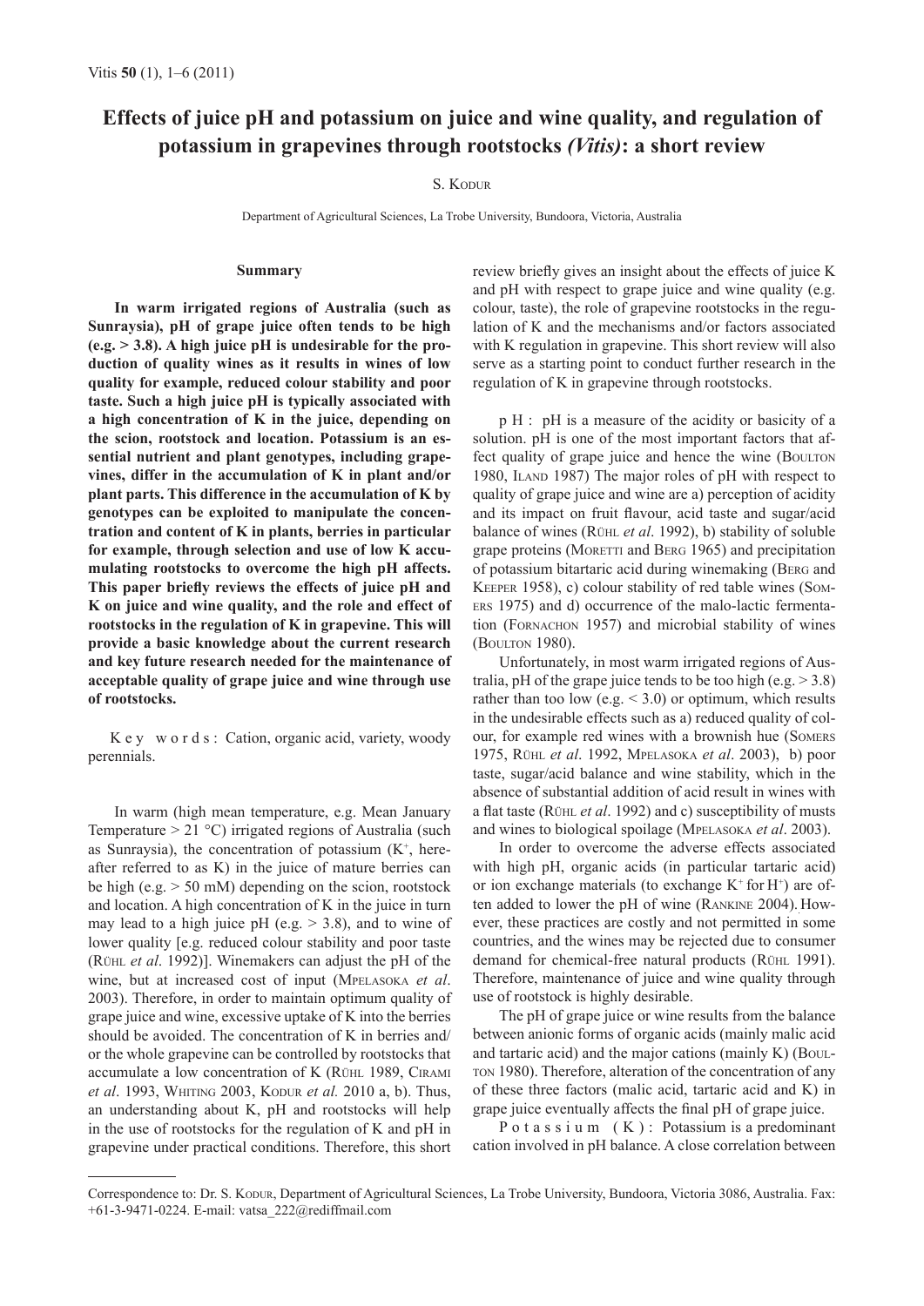# Effects of juice pH and potassium on juice and wine quality, and regulation of potassium in grapevines through rootstocks *(Vitis)*: a short review

S. Kodur

Department of Agricultural Sciences, La Trobe University, Bundoora, Victoria, Australia

## Summary

**In warm irrigated regions of Australia (such as Sunraysia), pH of grape juice often tends to be high (e.g. > 3.8). A high juice pH is undesirable for the production of quality wines as it results in wines of low quality for example, reduced colour stability and poor taste. Such a high juice pH is typically associated with a high concentration of K in the juice, depending on the scion, rootstock and location. Potassium is an essential nutrient and plant genotypes, including grapevines, differ in the accumulation of K in plant and/or plant parts. This difference in the accumulation of K by genotypes can be exploited to manipulate the concentration and content of K in plants, berries in particular for example, through selection and use of low K accumulating rootstocks to overcome the high pH affects. This paper briefly reviews the effects of juice pH and K on juice and wine quality, and the role and effect of rootstocks in the regulation of K in grapevine. This will provide a basic knowledge about the current research and key future research needed for the maintenance of acceptable quality of grape juice and wine through use of rootstocks.**

K e y w o r d s : Cation, organic acid, variety, woody perennials.

In warm (high mean temperature, e.g. Mean January Temperature > 21 °C) irrigated regions of Australia (such as Sunraysia), the concentration of potassium ($K^+$, hereafter referred to as K) in the juice of mature berries can be high (e.g. > 50 mM) depending on the scion, rootstock and location. A high concentration of K in the juice in turn may lead to a high juice pH (e.g. > 3.8), and to wine of lower quality [e.g. reduced colour stability and poor taste (Rühl *et al*. 1992)]. Winemakers can adjust the pH of the wine, but at increased cost of input (Mpelasoka *et al*. 2003). Therefore, in order to maintain optimum quality of grape juice and wine, excessive uptake of K into the berries should be avoided. The concentration of K in berries and/or the whole grapevine can be controlled by rootstocks that accumulate a low concentration of K (Rühl 1989, Cirami *et al*. 1993, Whiting 2003, Kodur *et al.* 2010 a, b). Thus, an understanding about K, pH and rootstocks will help in the use of rootstocks for the regulation of K and pH in grapevine under practical conditions. Therefore, this short review briefly gives an insight about the effects of juice K and pH with respect to grape juice and wine quality (e.g. colour, taste), the role of grapevine rootstocks in the regulation of K and the mechanisms and/or factors associated with K regulation in grapevine. This short review will also serve as a starting point to conduct further research in the regulation of K in grapevine through rootstocks.

p H : pH is a measure of the acidity or basicity of a solution. pH is one of the most important factors that affect quality of grape juice and hence the wine (Boulton 1980, Iland 1987) The major roles of pH with respect to quality of grape juice and wine are a) perception of acidity and its impact on fruit flavour, acid taste and sugar/acid balance of wines (Rühl *et al*. 1992), b) stability of soluble grape proteins (Moretti and Berg 1965) and precipitation of potassium bitartaric acid during winemaking (Berg and Keeper 1958), c) colour stability of red table wines (Somers 1975) and d) occurrence of the malo-lactic fermentation (Fornachon 1957) and microbial stability of wines (Boulton 1980).

Unfortunately, in most warm irrigated regions of Australia, pH of the grape juice tends to be too high (e.g. > 3.8) rather than too low (e.g. < 3.0) or optimum, which results in the undesirable effects such as a) reduced quality of colour, for example red wines with a brownish hue (Somers 1975, Rühl *et al*. 1992, Mpelasoka *et al*. 2003), b) poor taste, sugar/acid balance and wine stability, which in the absence of substantial addition of acid result in wines with a flat taste (Rühl *et al*. 1992) and c) susceptibility of musts and wines to biological spoilage (Mpelasoka *et al*. 2003).

In order to overcome the adverse effects associated with high pH, organic acids (in particular tartaric acid) or ion exchange materials (to exchange $K^+$ for $H^+$) are often added to lower the pH of wine (Rankine 2004). However, these practices are costly and not permitted in some countries, and the wines may be rejected due to consumer demand for chemical-free natural products (Rühl 1991). Therefore, maintenance of juice and wine quality through use of rootstock is highly desirable.

The pH of grape juice or wine results from the balance between anionic forms of organic acids (mainly malic acid and tartaric acid) and the major cations (mainly K) (Boulton 1980). Therefore, alteration of the concentration of any of these three factors (malic acid, tartaric acid and K) in grape juice eventually affects the final pH of grape juice.

P o t a s s i u m ( K ) : Potassium is a predominant cation involved in pH balance. A close correlation between

---

Correspondence to: Dr. S. Kodur, Department of Agricultural Sciences, La Trobe University, Bundoora, Victoria 3086, Australia. Fax: +61-3-9471-0224. E-mail: vatsa_222@rediffmail.com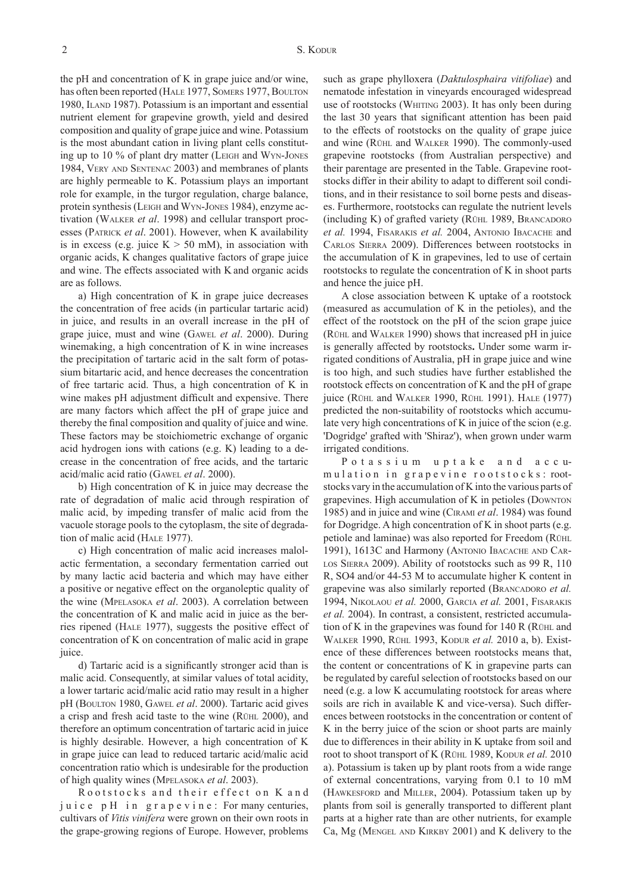the pH and concentration of K in grape juice and/or wine, has often been reported (Hale 1977, Somers 1977, Boulton 1980, Iland 1987). Potassium is an important and essential nutrient element for grapevine growth, yield and desired composition and quality of grape juice and wine. Potassium is the most abundant cation in living plant cells constituting up to 10 % of plant dry matter (Leigh and Wyn-Jones 1984, Very and Sentenac 2003) and membranes of plants are highly permeable to K. Potassium plays an important role for example, in the turgor regulation, charge balance, protein synthesis (Leigh and Wyn-Jones 1984), enzyme activation (Walker *et al*. 1998) and cellular transport processes (Patrick *et al*. 2001). However, when K availability is in excess (e.g. juice K > 50 mM), in association with organic acids, K changes qualitative factors of grape juice and wine. The effects associated with K and organic acids are as follows.

a) High concentration of K in grape juice decreases the concentration of free acids (in particular tartaric acid) in juice, and results in an overall increase in the pH of grape juice, must and wine (Gawel *et al*. 2000). During winemaking, a high concentration of K in wine increases the precipitation of tartaric acid in the salt form of potassium bitartaric acid, and hence decreases the concentration of free tartaric acid. Thus, a high concentration of K in wine makes pH adjustment difficult and expensive. There are many factors which affect the pH of grape juice and thereby the final composition and quality of juice and wine. These factors may be stoichiometric exchange of organic acid hydrogen ions with cations (e.g. K) leading to a decrease in the concentration of free acids, and the tartaric acid/malic acid ratio (Gawel *et al*. 2000).

b) High concentration of K in juice may decrease the rate of degradation of malic acid through respiration of malic acid, by impeding transfer of malic acid from the vacuole storage pools to the cytoplasm, the site of degradation of malic acid (Hale 1977).

c) High concentration of malic acid increases malolactic fermentation, a secondary fermentation carried out by many lactic acid bacteria and which may have either a positive or negative effect on the organoleptic quality of the wine (Mpelasoka *et al*. 2003). A correlation between the concentration of K and malic acid in juice as the berries ripened (Hale 1977), suggests the positive effect of concentration of K on concentration of malic acid in grape juice.

d) Tartaric acid is a significantly stronger acid than is malic acid. Consequently, at similar values of total acidity, a lower tartaric acid/malic acid ratio may result in a higher pH (Boulton 1980, Gawel *et al*. 2000). Tartaric acid gives a crisp and fresh acid taste to the wine (Rühl 2000), and therefore an optimum concentration of tartaric acid in juice is highly desirable. However, a high concentration of K in grape juice can lead to reduced tartaric acid/malic acid concentration ratio which is undesirable for the production of high quality wines (Mpelasoka *et al*. 2003).

**Rootstocks and their effect on K and juice pH in grapevine:** For many centuries, cultivars of *Vitis vinifera* were grown on their own roots in the grape-growing regions of Europe. However, problems such as grape phylloxera (*Daktulosphaira vitifoliae*) and nematode infestation in vineyards encouraged widespread use of rootstocks (Whiting 2003). It has only been during the last 30 years that significant attention has been paid to the effects of rootstocks on the quality of grape juice and wine (Rühl and Walker 1990). The commonly-used grapevine rootstocks (from Australian perspective) and their parentage are presented in the Table. Grapevine rootstocks differ in their ability to adapt to different soil conditions, and in their resistance to soil borne pests and diseases. Furthermore, rootstocks can regulate the nutrient levels (including K) of grafted variety (Rühl 1989, Brancadoro *et al.* 1994, Fisarakis *et al.* 2004, Antonio Ibacache and Carlos Sierra 2009). Differences between rootstocks in the accumulation of K in grapevines, led to use of certain rootstocks to regulate the concentration of K in shoot parts and hence the juice pH.

A close association between K uptake of a rootstock (measured as accumulation of K in the petioles), and the effect of the rootstock on the pH of the scion grape juice (Rühl and Walker 1990) shows that increased pH in juice is generally affected by rootstocks**.** Under some warm irrigated conditions of Australia, pH in grape juice and wine is too high, and such studies have further established the rootstock effects on concentration of K and the pH of grape juice (Rühl and Walker 1990, Rühl 1991). Hale (1977) predicted the non-suitability of rootstocks which accumulate very high concentrations of K in juice of the scion (e.g. 'Dogridge' grafted with 'Shiraz'), when grown under warm irrigated conditions.

**Potassium uptake and accumulation in grapevine rootstocks:** rootstocks vary in the accumulation of K into the various parts of grapevines. High accumulation of K in petioles (Downton 1985) and in juice and wine (Cirami *et al*. 1984) was found for Dogridge. A high concentration of K in shoot parts (e.g. petiole and laminae) was also reported for Freedom (Rühl 1991), 1613C and Harmony (Antonio Ibacache and Carlos Sierra 2009). Ability of rootstocks such as 99 R, 110 R, SO4 and/or 44-53 M to accumulate higher K content in grapevine was also similarly reported (Brancadoro *et al.* 1994, Nikolaou *et al.* 2000, Garcia *et al.* 2001, Fisarakis *et al.* 2004). In contrast, a consistent, restricted accumulation of K in the grapevines was found for 140 R (Rühl and Walker 1990, Rühl 1993, Kodur *et al.* 2010 a, b). Existence of these differences between rootstocks means that, the content or concentrations of K in grapevine parts can be regulated by careful selection of rootstocks based on our need (e.g. a low K accumulating rootstock for areas where soils are rich in available K and vice-versa). Such differences between rootstocks in the concentration or content of K in the berry juice of the scion or shoot parts are mainly due to differences in their ability in K uptake from soil and root to shoot transport of K (Rühl 1989, Kodur *et al.* 2010 a). Potassium is taken up by plant roots from a wide range of external concentrations, varying from 0.1 to 10 mM (Hawkesford and Miller, 2004). Potassium taken up by plants from soil is generally transported to different plant parts at a higher rate than are other nutrients, for example Ca, Mg (Mengel and Kirkby 2001) and K delivery to the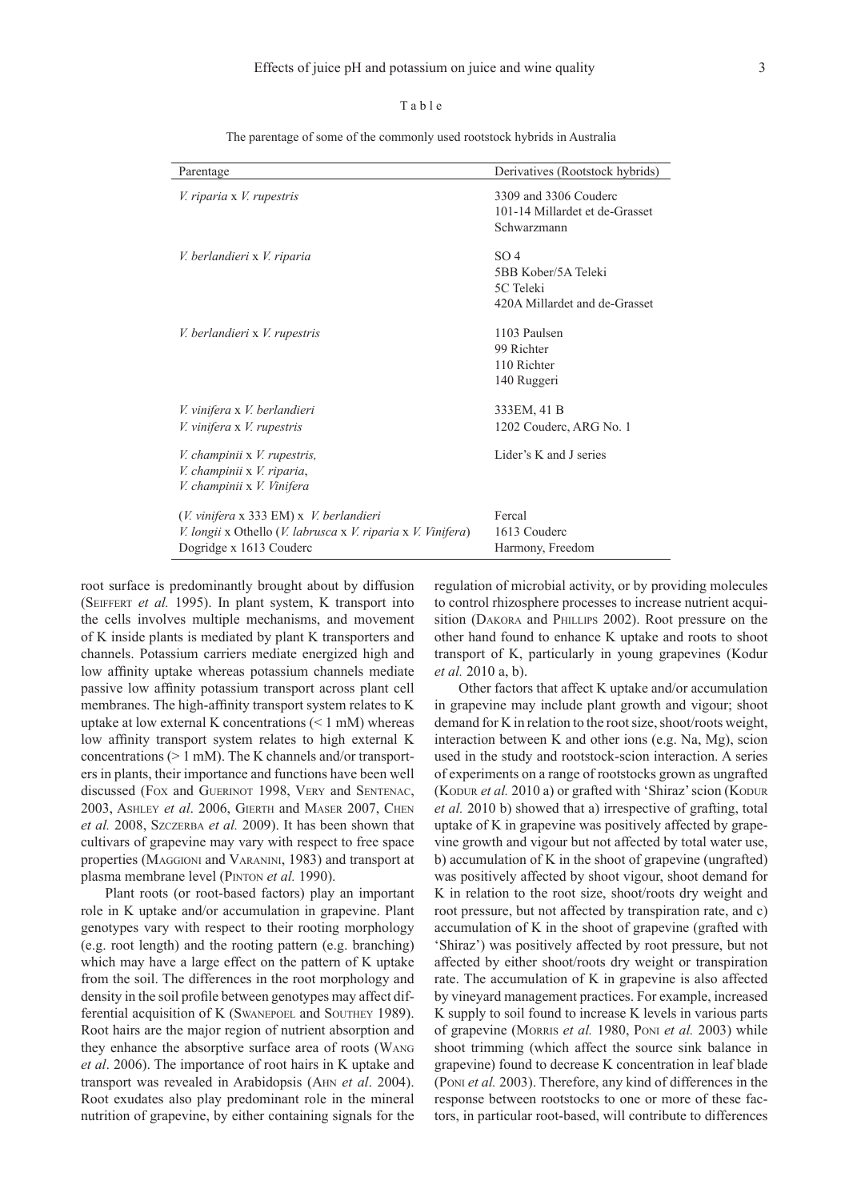Table

The parentage of some of the commonly used rootstock hybrids in Australia

| Parentage | Derivatives (Rootstock hybrids) |
|---|---|
| *V. riparia* x *V. rupestris* | 3309 and 3306 Couderc<br>101-14 Millardet et de-Grasset<br>Schwarzmann |
| *V. berlandieri* x *V. riparia* | SO 4<br>5BB Kober/5A Teleki<br>5C Teleki<br>420A Millardet and de-Grasset |
| *V. berlandieri* x *V. rupestris* | 1103 Paulsen<br>99 Richter<br>110 Richter<br>140 Ruggeri |
| *V. vinifera* x *V. berlandieri* | 333EM, 41 B |
| *V. vinifera* x *V. rupestris* | 1202 Couderc, ARG No. 1 |
| *V. champinii* x *V. rupestris*,<br>*V. champinii* x *V. riparia*,<br>*V. champinii* x *V. Vinifera* | Lider's K and J series |
| (*V. vinifera* x 333 EM) x *V. berlandieri* | Fercal |
| *V. longii* x Othello (*V. labrusca* x *V. riparia* x *V. Vinifera*) | 1613 Couderc |
| Dogridge x 1613 Couderc | Harmony, Freedom |

root surface is predominantly brought about by diffusion (Seiffert *et al.* 1995). In plant system, K transport into the cells involves multiple mechanisms, and movement of K inside plants is mediated by plant K transporters and channels. Potassium carriers mediate energized high and low affinity uptake whereas potassium channels mediate passive low affinity potassium transport across plant cell membranes. The high-affinity transport system relates to K uptake at low external K concentrations (< 1 mM) whereas low affinity transport system relates to high external K concentrations (> 1 mM). The K channels and/or transporters in plants, their importance and functions have been well discussed (Fox and Guerinot 1998, Very and Sentenac, 2003, Ashley *et al*. 2006, Gierth and Maser 2007, Chen *et al.* 2008, Szczerba *et al.* 2009). It has been shown that cultivars of grapevine may vary with respect to free space properties (Maggioni and Varanini, 1983) and transport at plasma membrane level (Pinton *et al.* 1990).

Plant roots (or root-based factors) play an important role in K uptake and/or accumulation in grapevine. Plant genotypes vary with respect to their rooting morphology (e.g. root length) and the rooting pattern (e.g. branching) which may have a large effect on the pattern of K uptake from the soil. The differences in the root morphology and density in the soil profile between genotypes may affect differential acquisition of K (Swanepoel and Southey 1989). Root hairs are the major region of nutrient absorption and they enhance the absorptive surface area of roots (Wang *et al*. 2006). The importance of root hairs in K uptake and transport was revealed in Arabidopsis (Ahn *et al*. 2004). Root exudates also play predominant role in the mineral nutrition of grapevine, by either containing signals for the regulation of microbial activity, or by providing molecules to control rhizosphere processes to increase nutrient acquisition (Dakora and Phillips 2002). Root pressure on the other hand found to enhance K uptake and roots to shoot transport of K, particularly in young grapevines (Kodur *et al.* 2010 a, b).

Other factors that affect K uptake and/or accumulation in grapevine may include plant growth and vigour; shoot demand for K in relation to the root size, shoot/roots weight, interaction between K and other ions (e.g. Na, Mg), scion used in the study and rootstock-scion interaction. A series of experiments on a range of rootstocks grown as ungrafted (Kodur *et al.* 2010 a) or grafted with 'Shiraz' scion (Kodur *et al.* 2010 b) showed that a) irrespective of grafting, total uptake of K in grapevine was positively affected by grapevine growth and vigour but not affected by total water use, b) accumulation of K in the shoot of grapevine (ungrafted) was positively affected by shoot vigour, shoot demand for K in relation to the root size, shoot/roots dry weight and root pressure, but not affected by transpiration rate, and c) accumulation of K in the shoot of grapevine (grafted with 'Shiraz') was positively affected by root pressure, but not affected by either shoot/roots dry weight or transpiration rate. The accumulation of K in grapevine is also affected by vineyard management practices. For example, increased K supply to soil found to increase K levels in various parts of grapevine (Morris *et al.* 1980, Poni *et al.* 2003) while shoot trimming (which affect the source sink balance in grapevine) found to decrease K concentration in leaf blade (Poni *et al.* 2003). Therefore, any kind of differences in the response between rootstocks to one or more of these factors, in particular root-based, will contribute to differences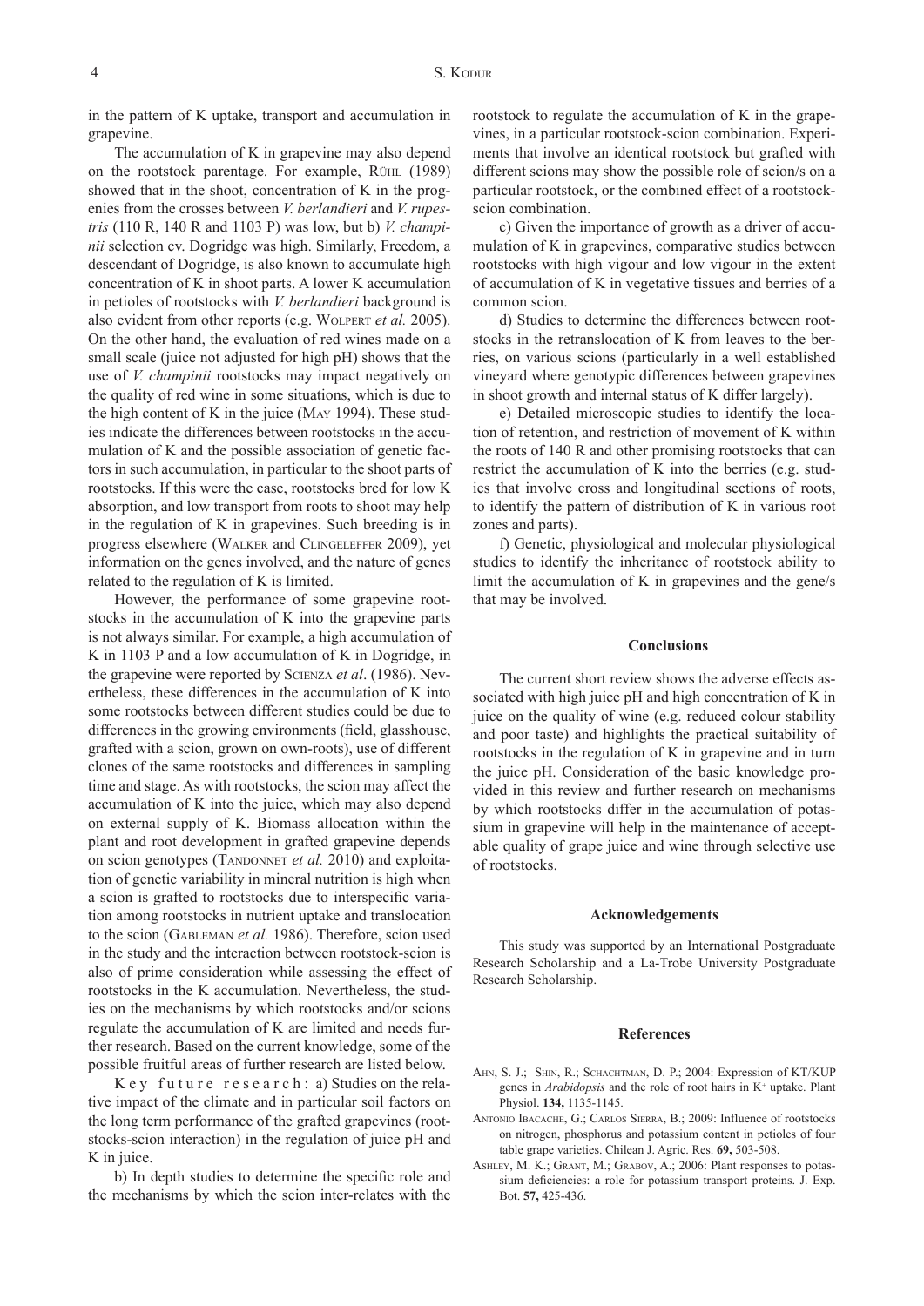in the pattern of K uptake, transport and accumulation in grapevine.

The accumulation of K in grapevine may also depend on the rootstock parentage. For example, Rühl (1989) showed that in the shoot, concentration of K in the progenies from the crosses between *V. berlandieri* and *V. rupestris* (110 R, 140 R and 1103 P) was low, but b) *V. champinii* selection cv. Dogridge was high. Similarly, Freedom, a descendant of Dogridge, is also known to accumulate high concentration of K in shoot parts. A lower K accumulation in petioles of rootstocks with *V. berlandieri* background is also evident from other reports (e.g. Wolpert *et al.* 2005). On the other hand, the evaluation of red wines made on a small scale (juice not adjusted for high pH) shows that the use of *V. champinii* rootstocks may impact negatively on the quality of red wine in some situations, which is due to the high content of K in the juice (May 1994). These studies indicate the differences between rootstocks in the accumulation of K and the possible association of genetic factors in such accumulation, in particular to the shoot parts of rootstocks. If this were the case, rootstocks bred for low K absorption, and low transport from roots to shoot may help in the regulation of K in grapevines. Such breeding is in progress elsewhere (Walker and Clingeleffer 2009), yet information on the genes involved, and the nature of genes related to the regulation of K is limited.

However, the performance of some grapevine rootstocks in the accumulation of K into the grapevine parts is not always similar. For example, a high accumulation of K in 1103 P and a low accumulation of K in Dogridge, in the grapevine were reported by Scienza *et al*. (1986). Nevertheless, these differences in the accumulation of K into some rootstocks between different studies could be due to differences in the growing environments (field, glasshouse, grafted with a scion, grown on own-roots), use of different clones of the same rootstocks and differences in sampling time and stage. As with rootstocks, the scion may affect the accumulation of K into the juice, which may also depend on external supply of K. Biomass allocation within the plant and root development in grafted grapevine depends on scion genotypes (Tandonnet *et al.* 2010) and exploitation of genetic variability in mineral nutrition is high when a scion is grafted to rootstocks due to interspecific variation among rootstocks in nutrient uptake and translocation to the scion (Gableman *et al.* 1986). Therefore, scion used in the study and the interaction between rootstock-scion is also of prime consideration while assessing the effect of rootstocks in the K accumulation. Nevertheless, the studies on the mechanisms by which rootstocks and/or scions regulate the accumulation of K are limited and needs further research. Based on the current knowledge, some of the possible fruitful areas of further research are listed below.

Key future research: a) Studies on the relative impact of the climate and in particular soil factors on the long term performance of the grafted grapevines (rootstocks-scion interaction) in the regulation of juice pH and K in juice.

b) In depth studies to determine the specific role and the mechanisms by which the scion inter-relates with the rootstock to regulate the accumulation of K in the grapevines, in a particular rootstock-scion combination. Experiments that involve an identical rootstock but grafted with different scions may show the possible role of scion/s on a particular rootstock, or the combined effect of a rootstock-scion combination.

c) Given the importance of growth as a driver of accumulation of K in grapevines, comparative studies between rootstocks with high vigour and low vigour in the extent of accumulation of K in vegetative tissues and berries of a common scion.

d) Studies to determine the differences between rootstocks in the retranslocation of K from leaves to the berries, on various scions (particularly in a well established vineyard where genotypic differences between grapevines in shoot growth and internal status of K differ largely).

e) Detailed microscopic studies to identify the location of retention, and restriction of movement of K within the roots of 140 R and other promising rootstocks that can restrict the accumulation of K into the berries (e.g. studies that involve cross and longitudinal sections of roots, to identify the pattern of distribution of K in various root zones and parts).

f) Genetic, physiological and molecular physiological studies to identify the inheritance of rootstock ability to limit the accumulation of K in grapevines and the gene/s that may be involved.

## Conclusions

The current short review shows the adverse effects associated with high juice pH and high concentration of K in juice on the quality of wine (e.g. reduced colour stability and poor taste) and highlights the practical suitability of rootstocks in the regulation of K in grapevine and in turn the juice pH. Consideration of the basic knowledge provided in this review and further research on mechanisms by which rootstocks differ in the accumulation of potassium in grapevine will help in the maintenance of acceptable quality of grape juice and wine through selective use of rootstocks.

## Acknowledgements

This study was supported by an International Postgraduate Research Scholarship and a La-Trobe University Postgraduate Research Scholarship.

## References

Ahn, S. J.; Shin, R.; Schachtman, D. P.; 2004: Expression of KT/KUP genes in *Arabidopsis* and the role of root hairs in $K^+$ uptake. Plant Physiol. **134,** 1135-1145.

Antonio Ibacache, G.; Carlos Sierra, B.; 2009: Influence of rootstocks on nitrogen, phosphorus and potassium content in petioles of four table grape varieties. Chilean J. Agric. Res. **69,** 503-508.

Ashley, M. K.; Grant, M.; Grabov, A.; 2006: Plant responses to potassium deficiencies: a role for potassium transport proteins. J. Exp. Bot. **57,** 425-436.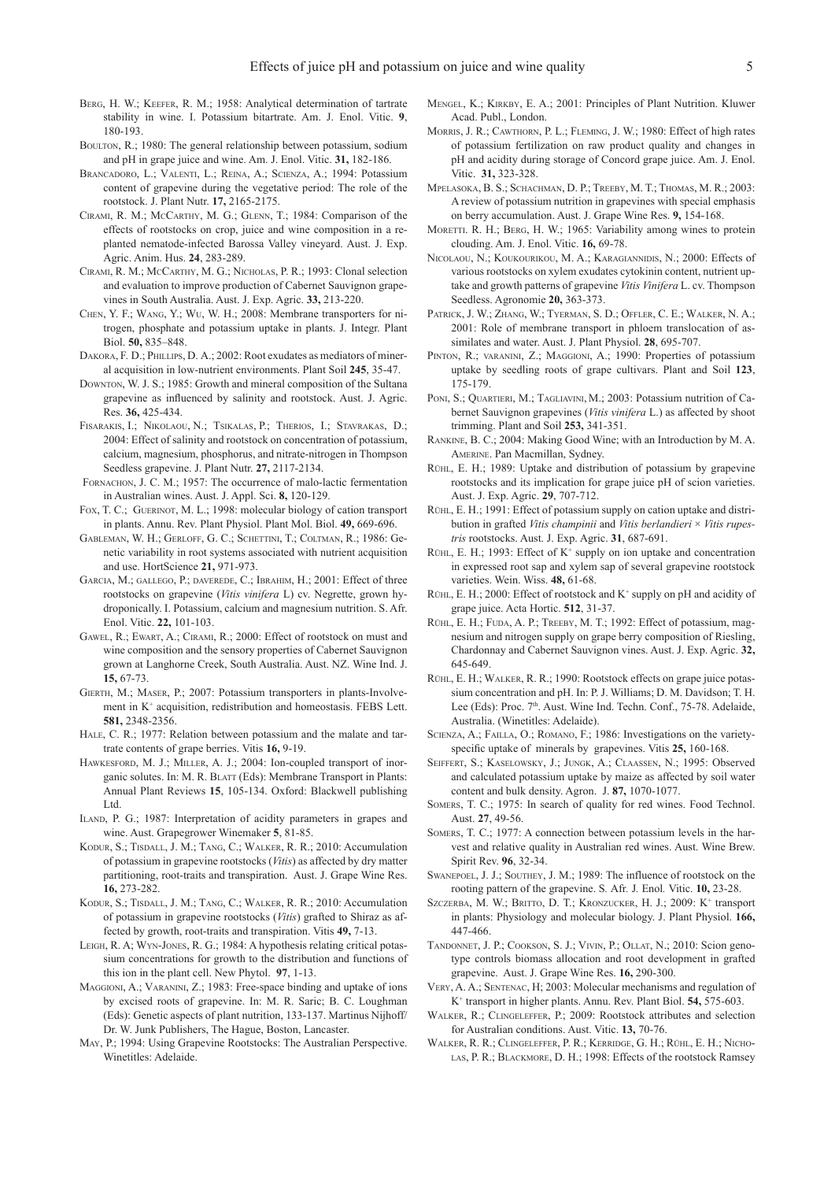BERG, H. W.; KEEFER, R. M.; 1958: Analytical determination of tartrate stability in wine. I. Potassium bitartrate. Am. J. Enol. Vitic. **9**, 180-193.

BOULTON, R.; 1980: The general relationship between potassium, sodium and pH in grape juice and wine. Am. J. Enol. Vitic. **31,** 182-186.

BRANCADORO, L.; VALENTI, L.; REINA, A.; SCIENZA, A.; 1994: Potassium content of grapevine during the vegetative period: The role of the rootstock. J. Plant Nutr. **17,** 2165-2175.

CIRAMI, R. M.; MCCARTHY, M. G.; GLENN, T.; 1984: Comparison of the effects of rootstocks on crop, juice and wine composition in a replanted nematode-infected Barossa Valley vineyard. Aust. J. Exp. Agric. Anim. Hus. **24**, 283-289.

CIRAMI, R. M.; MCCARTHY, M. G.; NICHOLAS, P. R.; 1993: Clonal selection and evaluation to improve production of Cabernet Sauvignon grapevines in South Australia. Aust. J. Exp. Agric. **33,** 213-220.

CHEN, Y. F.; WANG, Y.; WU, W. H.; 2008: Membrane transporters for nitrogen, phosphate and potassium uptake in plants. J. Integr. Plant Biol. **50,** 835–848.

DAKORA, F. D.; PHILLIPS, D. A.; 2002: Root exudates as mediators of mineral acquisition in low-nutrient environments. Plant Soil **245**, 35-47.

DOWNTON, W. J. S.; 1985: Growth and mineral composition of the Sultana grapevine as influenced by salinity and rootstock. Aust. J. Agric. Res. **36,** 425-434.

FISARAKIS, I.; NIKOLAOU, N.; TSIKALAS, P.; THERIOS, I.; STAVRAKAS, D.; 2004: Effect of salinity and rootstock on concentration of potassium, calcium, magnesium, phosphorus, and nitrate-nitrogen in Thompson Seedless grapevine. J. Plant Nutr. **27,** 2117-2134.

FORNACHON, J. C. M.; 1957: The occurrence of malo-lactic fermentation in Australian wines. Aust. J. Appl. Sci. **8,** 120-129.

FOX, T. C.; GUERINOT, M. L.; 1998: molecular biology of cation transport in plants. Annu. Rev. Plant Physiol. Plant Mol. Biol. **49,** 669-696.

GABLEMAN, W. H.; GERLOFF, G. C.; SCHETTINI, T.; COLTMAN, R.; 1986: Genetic variability in root systems associated with nutrient acquisition and use. HortScience **21,** 971-973.

GARCIA, M.; GALLEGO, P.; DAVEREDE, C.; IBRAHIM, H.; 2001: Effect of three rootstocks on grapevine (*Vitis vinifera* L) cv. Negrette, grown hydroponically. I. Potassium, calcium and magnesium nutrition. S. Afr. Enol. Vitic. **22,** 101-103.

GAWEL, R.; EWART, A.; CIRAMI, R.; 2000: Effect of rootstock on must and wine composition and the sensory properties of Cabernet Sauvignon grown at Langhorne Creek, South Australia. Aust. NZ. Wine Ind. J. **15,** 67-73.

GIERTH, M.; MASER, P.; 2007: Potassium transporters in plants-Involvement in $K^+$ acquisition, redistribution and homeostasis. FEBS Lett. **581,** 2348-2356.

HALE, C. R.; 1977: Relation between potassium and the malate and tartrate contents of grape berries. Vitis **16,** 9-19.

HAWKESFORD, M. J.; MILLER, A. J.; 2004: Ion-coupled transport of inorganic solutes. In: M. R. BLATT (Eds): Membrane Transport in Plants: Annual Plant Reviews **15**, 105-134. Oxford: Blackwell publishing Ltd.

ILAND, P. G.; 1987: Interpretation of acidity parameters in grapes and wine. Aust. Grapegrower Winemaker **5**, 81-85.

KODUR, S.; TISDALL, J. M.; TANG, C.; WALKER, R. R.; 2010: Accumulation of potassium in grapevine rootstocks (*Vitis*) as affected by dry matter partitioning, root-traits and transpiration. Aust. J. Grape Wine Res. **16,** 273-282.

KODUR, S.; TISDALL, J. M.; TANG, C.; WALKER, R. R.; 2010: Accumulation of potassium in grapevine rootstocks (*Vitis*) grafted to Shiraz as affected by growth, root-traits and transpiration. Vitis **49,** 7-13.

LEIGH, R. A; WYN-JONES, R. G.; 1984: A hypothesis relating critical potassium concentrations for growth to the distribution and functions of this ion in the plant cell. New Phytol. **97**, 1-13.

MAGGIONI, A.; VARANINI, Z.; 1983: Free-space binding and uptake of ions by excised roots of grapevine. In: M. R. SARIC; B. C. LOUGHMAN (Eds): Genetic aspects of plant nutrition, 133-137. Martinus Nijhoff/ Dr. W. Junk Publishers, The Hague, Boston, Lancaster.

MAY, P.; 1994: Using Grapevine Rootstocks: The Australian Perspective. Winetitles: Adelaide.

MENGEL, K.; KIRKBY, E. A.; 2001: Principles of Plant Nutrition. Kluwer Acad. Publ., London.

MORRIS, J. R.; CAWTHORN, P. L.; FLEMING, J. W.; 1980: Effect of high rates of potassium fertilization on raw product quality and changes in pH and acidity during storage of Concord grape juice. Am. J. Enol. Vitic. **31,** 323-328.

MPELASOKA, B. S.; SCHACHMAN, D. P.; TREEBY, M. T.; THOMAS, M. R.; 2003: A review of potassium nutrition in grapevines with special emphasis on berry accumulation. Aust. J. Grape Wine Res. **9,** 154-168.

MORETTI. R. H.; BERG, H. W.; 1965: Variability among wines to protein clouding. Am. J. Enol. Vitic. **16,** 69-78.

NICOLAOU, N.; KOUKOURIKOU, M. A.; KARAGIANNIDIS, N.; 2000: Effects of various rootstocks on xylem exudates cytokinin content, nutrient uptake and growth patterns of grapevine *Vitis Vinifera* L. cv. Thompson Seedless. Agronomie **20,** 363-373.

PATRICK, J. W.; ZHANG, W.; TYERMAN, S. D.; OFFLER, C. E.; WALKER, N. A.; 2001: Role of membrane transport in phloem translocation of assimilates and water. Aust. J. Plant Physiol. **28**, 695-707.

PINTON, R.; VARANINI, Z.; MAGGIONI, A.; 1990: Properties of potassium uptake by seedling roots of grape cultivars. Plant and Soil **123**, 175-179.

PONI, S.; QUARTIERI, M.; TAGLIAVINI, M.; 2003: Potassium nutrition of Cabernet Sauvignon grapevines (*Vitis vinifera* L.) as affected by shoot trimming. Plant and Soil **253,** 341-351.

RANKINE, B. C.; 2004: Making Good Wine; with an Introduction by M. A. AMERINE. Pan Macmillan, Sydney.

RÜHL, E. H.; 1989: Uptake and distribution of potassium by grapevine rootstocks and its implication for grape juice pH of scion varieties. Aust. J. Exp. Agric. **29**, 707-712.

RÜHL, E. H.; 1991: Effect of potassium supply on cation uptake and distribution in grafted *Vitis champinii* and *Vitis berlandieri* × *Vitis rupestris* rootstocks. Aust. J. Exp. Agric. **31**, 687-691.

RÜHL, E. H.; 1993: Effect of $K^+$ supply on ion uptake and concentration in expressed root sap and xylem sap of several grapevine rootstock varieties. Wein. Wiss. **48,** 61-68.

RÜHL, E. H.; 2000: Effect of rootstock and $K^+$ supply on pH and acidity of grape juice. Acta Hortic. **512**, 31-37.

RÜHL, E. H.; FUDA, A. P.; TREEBY, M. T.; 1992: Effect of potassium, magnesium and nitrogen supply on grape berry composition of Riesling, Chardonnay and Cabernet Sauvignon vines. Aust. J. Exp. Agric. **32,** 645-649.

RÜHL, E. H.; WALKER, R. R.; 1990: Rootstock effects on grape juice potassium concentration and pH. In: P. J. WILLIAMS; D. M. DAVIDSON; T. H. LEE (Eds): Proc. 7th. Aust. Wine Ind. Techn. Conf., 75-78. Adelaide, Australia. (Winetitles: Adelaide).

SCIENZA, A.; FAILLA, O.; ROMANO, F.; 1986: Investigations on the variety-specific uptake of minerals by grapevines. Vitis **25,** 160-168.

SEIFFERT, S.; KASELOWSKY, J.; JUNGK, A.; CLAASSEN, N.; 1995: Observed and calculated potassium uptake by maize as affected by soil water content and bulk density. Agron. J. **87,** 1070-1077.

SOMERS, T. C.; 1975: In search of quality for red wines. Food Technol. Aust. **27**, 49-56.

SOMERS, T. C.; 1977: A connection between potassium levels in the harvest and relative quality in Australian red wines. Aust. Wine Brew. Spirit Rev. **96**, 32-34.

SWANEPOEL, J. J.; SOUTHEY, J. M.; 1989: The influence of rootstock on the rooting pattern of the grapevine. S. Afr. J. Enol. Vitic. **10,** 23-28.

SZCZERBA, M. W.; BRITTO, D. T.; KRONZUCKER, H. J.; 2009: $K^+$ transport in plants: Physiology and molecular biology. J. Plant Physiol. **166,** 447-466.

TANDONNET, J. P.; COOKSON, S. J.; VIVIN, P.; OLLAT, N.; 2010: Scion genotype controls biomass allocation and root development in grafted grapevine. Aust. J. Grape Wine Res. **16,** 290-300.

VERY, A. A.; SENTENAC, H; 2003: Molecular mechanisms and regulation of $K^+$ transport in higher plants. Annu. Rev. Plant Biol. **54,** 575-603.

WALKER, R.; CLINGELEFFER, P.; 2009: Rootstock attributes and selection for Australian conditions. Aust. Vitic. **13,** 70-76.

WALKER, R. R.; CLINGELEFFER, P. R.; KERRIDGE, G. H.; RÜHL, E. H.; NICHOLAS, P. R.; BLACKMORE, D. H.; 1998: Effects of the rootstock Ramsey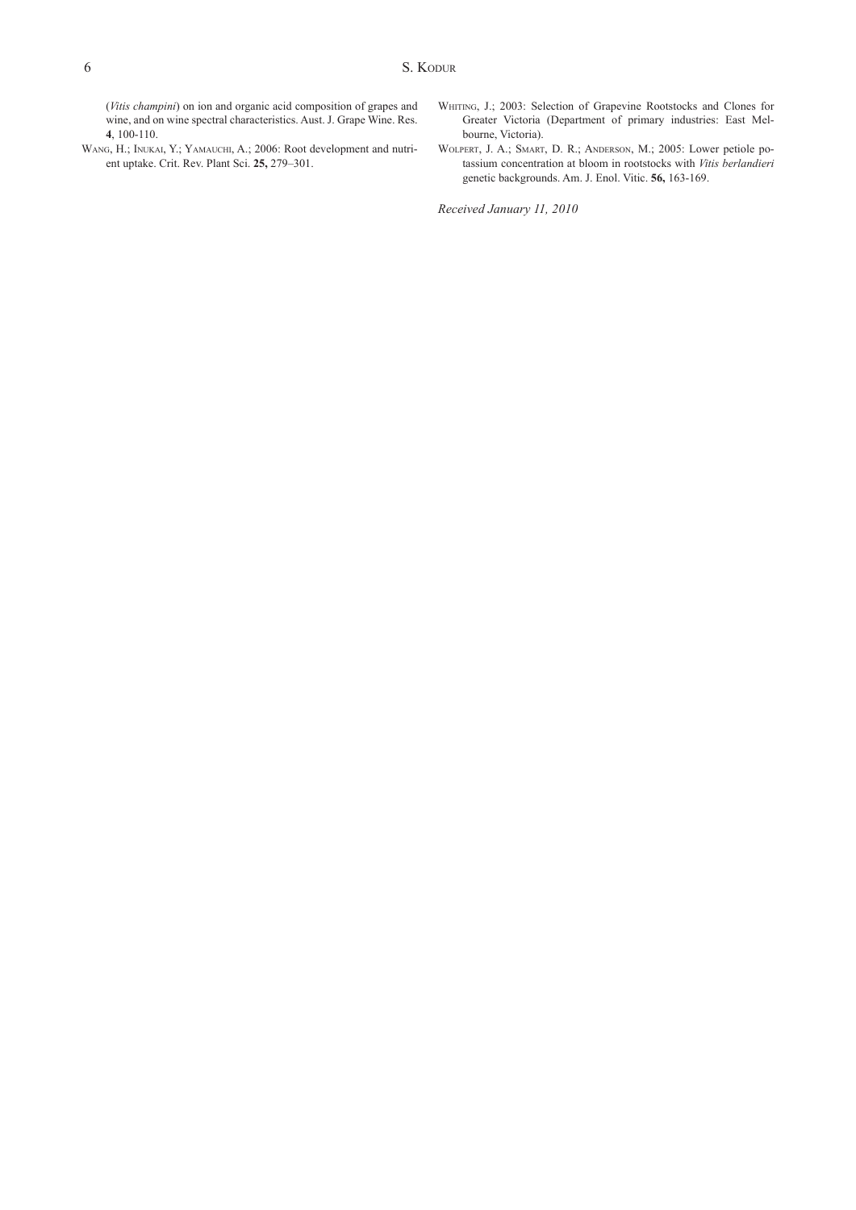(*Vitis champini*) on ion and organic acid composition of grapes and wine, and on wine spectral characteristics. Aust. J. Grape Wine. Res. **4**, 100-110.

Wang, H.; Inukai, Y.; Yamauchi, A.; 2006: Root development and nutrient uptake. Crit. Rev. Plant Sci. **25,** 279–301.

Whiting, J.; 2003: Selection of Grapevine Rootstocks and Clones for Greater Victoria (Department of primary industries: East Melbourne, Victoria).

Wolpert, J. A.; Smart, D. R.; Anderson, M.; 2005: Lower petiole potassium concentration at bloom in rootstocks with *Vitis berlandieri* genetic backgrounds. Am. J. Enol. Vitic. **56,** 163-169.

*Received January 11, 2010*